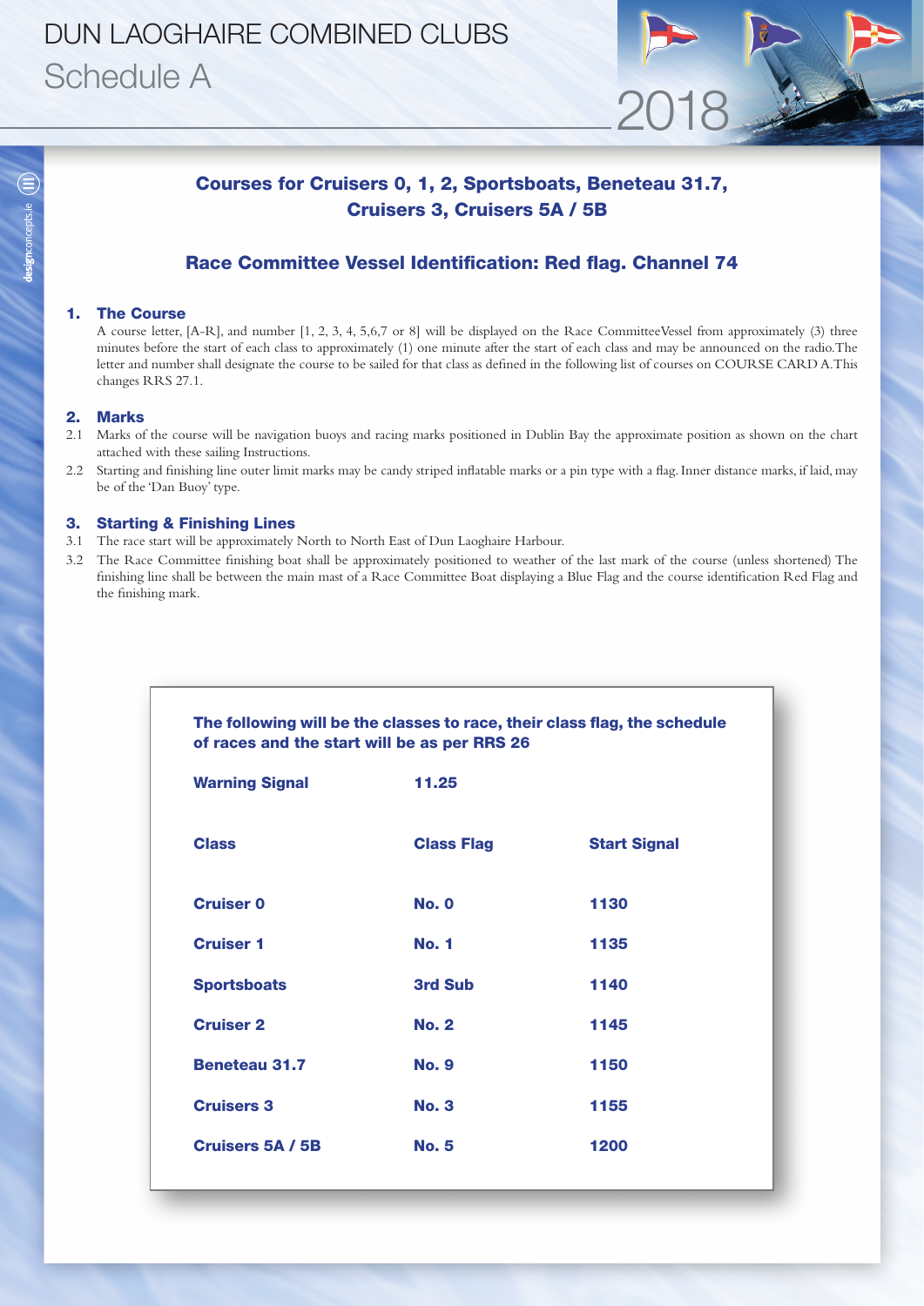# DUN LAOGHAIRE COMBINED CLUBS
## Schedule A

2018

### Courses for Cruisers 0, 1, 2, Sportsboats, Beneteau 31.7, Cruisers 3, Cruisers 5A / 5B

### Race Committee Vessel Identification: Red flag. Channel 74

**1. The Course**

A course letter, [A-R], and number [1, 2, 3, 4, 5,6,7 or 8] will be displayed on the Race CommitteeVessel from approximately (3) three minutes before the start of each class to approximately (1) one minute after the start of each class and may be announced on the radio.The letter and number shall designate the course to be sailed for that class as defined in the following list of courses on COURSE CARD A.This changes RRS 27.1.

**2. Marks**

2.1 Marks of the course will be navigation buoys and racing marks positioned in Dublin Bay the approximate position as shown on the chart attached with these sailing Instructions.

2.2 Starting and finishing line outer limit marks may be candy striped inflatable marks or a pin type with a flag. Inner distance marks, if laid, may be of the 'Dan Buoy' type.

**3. Starting & Finishing Lines**

3.1 The race start will be approximately North to North East of Dun Laoghaire Harbour.

3.2 The Race Committee finishing boat shall be approximately positioned to weather of the last mark of the course (unless shortened) The finishing line shall be between the main mast of a Race Committee Boat displaying a Blue Flag and the course identification Red Flag and the finishing mark.

**The following will be the classes to race, their class flag, the schedule of races and the start will be as per RRS 26**

**Warning Signal** 11.25

| Class | Class Flag | Start Signal |
|---|---|---|
| Cruiser 0 | No. 0 | 1130 |
| Cruiser 1 | No. 1 | 1135 |
| Sportsboats | 3rd Sub | 1140 |
| Cruiser 2 | No. 2 | 1145 |
| Beneteau 31.7 | No. 9 | 1150 |
| Cruisers 3 | No. 3 | 1155 |
| Cruisers 5A / 5B | No. 5 | 1200 |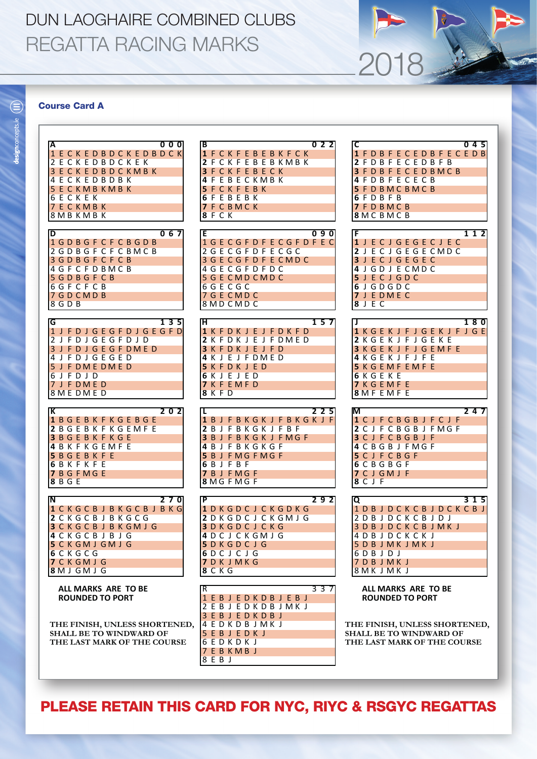# DUN LAOGHAIRE COMBINED CLUBS
## REGATTA RACING MARKS

2018

### Course Card A

**A — 000**

1 E C K E D B D C K E D B D C K
2 E C K E D B D C K E K
3 E C K E D B D C K M B K
4 E C K E D B D B K
5 E C K M B K M B K
6 E C K E K
7 E C K M B K
8 M B K M B K

**B — 022**

1 F C K F E B E B K F C K
2 F C K F E B E B K M B K
3 F C K F E B E C K
4 F E B E C K M B K
5 F C K F E B K
6 F E B E B K
7 F C B M C K
8 F C K

**C — 045**

1 F D B F E C E D B F E C E D B
2 F D B F E C E D B F B
3 F D B F E C E D B M C B
4 F D B F E C E C B
5 F D B M C B M C B
6 F D B F B
7 F D B M C B
8 M C B M C B

**D — 067**

1 G D B G F C F C B G D B
2 G D B G F C F C B M C B
3 G D B G F C F C B
4 G F C F D B M C B
5 G D B G F C B
6 G F C F C B
7 G D C M D B
8 G D B

**E — 090**

1 G E C G F D F E C G F D F E C
2 G E C G F D F E C G C
3 G E C G F D F E C M D C
4 G E C G F D F D C
5 G E C M D C M D C
6 G E C G C
7 G E C M D C
8 M D C M D C

**F — 112**

1 J E C J G E G E C J E C
2 J E C J G E G E C M D C
3 J E C J G E G E C
4 J G D J E C M D C
5 J E C J G D C
6 J G D G D C
7 J E D M E C
8 J E C

**G — 135**

1 J F D J G E G F D J G E G F D
2 J F D J G E G F D J D
3 J F D J G E G F D M E D
4 J F D J G E G E D
5 J F D M E D M E D
6 J F D J D
7 J F D M E D
8 M E D M E D

**H — 157**

1 K F D K J E J F D K F D
2 K F D K J E J F D M E D
3 K F D K J E J F D
4 K J E J F D M E D
5 K F D K J E D
6 K J E J E D
7 K F E M F D
8 K F D

**J — 180**

1 K G E K J F J G E K J F J G E
2 K G E K J F J G E K E
3 K G E K J F J G E M F E
4 K G E K J F J F E
5 K G E M F E M F E
6 K G E K E
7 K G E M F E
8 M F E M F E

**K — 202**

1 B G E B K F K G E B G E
2 B G E B K F K G E M F E
3 B G E B K F K G E
4 B K F K G E M F E
5 B G E B K F E
6 B K F K F E
7 B G F M G E
8 B G E

**L — 225**

1 B J F B K G K J F B K G K J F
2 B J F B K G K J F B F
3 B J F B K G K J F M G F
4 B J F B K G K G F
5 B J F M G F M G F
6 B J F B F
7 B J F M G F
8 M G F M G F

**M — 247**

1 C J F C B G B J F C J F
2 C J F C B G B J F M G F
3 C J F C B G B J F
4 C B G B J F M G F
5 C J F C B G F
6 C B G B G F
7 C J G M J F
8 C J F

**N — 270**

1 C K G C B J B K G C B J B K G
2 C K G C B J B K G C G
3 C K G C B J B K G M J G
4 C K G C B J B J G
5 C K G M J G M J G
6 C K G C G
7 C K G M J G
8 M J G M J G

**P — 292**

1 D K G D C J C K G D K G
2 D K G D C J C K G M J G
3 D K G D C J C K G
4 D C J C K G M J G
5 D K G D C J G
6 D C J C J G
7 D K J M K G
8 C K G

**Q — 315**

1 D B J D C K C B J D C K C B J
2 D B J D C K C B J D J
3 D B J D C K C B J M K J
4 D B J D C K C K J
5 D B J M K J M K J
6 D B J D J
7 D B J M K J
8 M K J M K J

**R — 337**

1 E B J E D K D B J E B J
2 E B J E D K D B J M K J
3 E B J E D K D B J
4 E D K D B J M K J
5 E B J E D K J
6 E D K D K J
7 E B K M B J
8 E B J

**ALL MARKS ARE TO BE ROUNDED TO PORT**

THE FINISH, UNLESS SHORTENED, SHALL BE TO WINDWARD OF THE LAST MARK OF THE COURSE

**PLEASE RETAIN THIS CARD FOR NYC, RIYC & RSGYC REGATTAS**